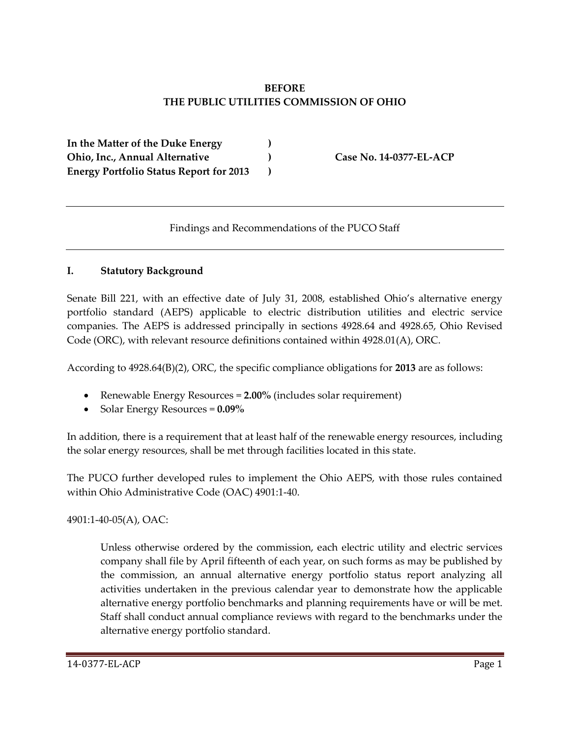**BEFORE**
**THE PUBLIC UTILITIES COMMISSION OF OHIO**

| | | |
|---|---|---|
| **In the Matter of the Duke Energy Ohio, Inc., Annual Alternative Energy Portfolio Status Report for 2013** | **)** **)** **)** | **Case No. 14-0377-EL-ACP** |

---

Findings and Recommendations of the PUCO Staff

---

## I. Statutory Background

Senate Bill 221, with an effective date of July 31, 2008, established Ohio's alternative energy portfolio standard (AEPS) applicable to electric distribution utilities and electric service companies. The AEPS is addressed principally in sections 4928.64 and 4928.65, Ohio Revised Code (ORC), with relevant resource definitions contained within 4928.01(A), ORC.

According to 4928.64(B)(2), ORC, the specific compliance obligations for **2013** are as follows:

- Renewable Energy Resources = **2.00%** (includes solar requirement)
- Solar Energy Resources = **0.09%**

In addition, there is a requirement that at least half of the renewable energy resources, including the solar energy resources, shall be met through facilities located in this state.

The PUCO further developed rules to implement the Ohio AEPS, with those rules contained within Ohio Administrative Code (OAC) 4901:1-40.

4901:1-40-05(A), OAC:

> Unless otherwise ordered by the commission, each electric utility and electric services company shall file by April fifteenth of each year, on such forms as may be published by the commission, an annual alternative energy portfolio status report analyzing all activities undertaken in the previous calendar year to demonstrate how the applicable alternative energy portfolio benchmarks and planning requirements have or will be met. Staff shall conduct annual compliance reviews with regard to the benchmarks under the alternative energy portfolio standard.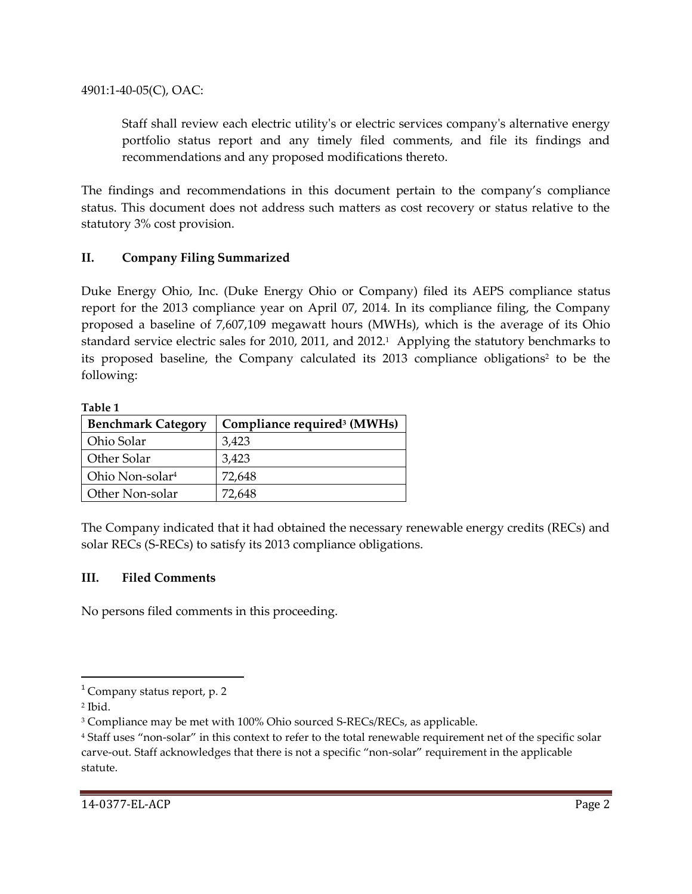4901:1-40-05(C), OAC:

> Staff shall review each electric utility's or electric services company's alternative energy portfolio status report and any timely filed comments, and file its findings and recommendations and any proposed modifications thereto.

The findings and recommendations in this document pertain to the company's compliance status. This document does not address such matters as cost recovery or status relative to the statutory 3% cost provision.

## II. Company Filing Summarized

Duke Energy Ohio, Inc. (Duke Energy Ohio or Company) filed its AEPS compliance status report for the 2013 compliance year on April 07, 2014. In its compliance filing, the Company proposed a baseline of 7,607,109 megawatt hours (MWHs), which is the average of its Ohio standard service electric sales for 2010, 2011, and 2012.[1] Applying the statutory benchmarks to its proposed baseline, the Company calculated its 2013 compliance obligations[2] to be the following:

**Table 1**

| Benchmark Category | Compliance required[3] (MWHs) |
|---|---|
| Ohio Solar | 3,423 |
| Other Solar | 3,423 |
| Ohio Non-solar[4] | 72,648 |
| Other Non-solar | 72,648 |

The Company indicated that it had obtained the necessary renewable energy credits (RECs) and solar RECs (S-RECs) to satisfy its 2013 compliance obligations.

## III. Filed Comments

No persons filed comments in this proceeding.

---

[1] Company status report, p. 2

[2] Ibid.

[3] Compliance may be met with 100% Ohio sourced S-RECs/RECs, as applicable.

[4] Staff uses "non-solar" in this context to refer to the total renewable requirement net of the specific solar carve-out. Staff acknowledges that there is not a specific "non-solar" requirement in the applicable statute.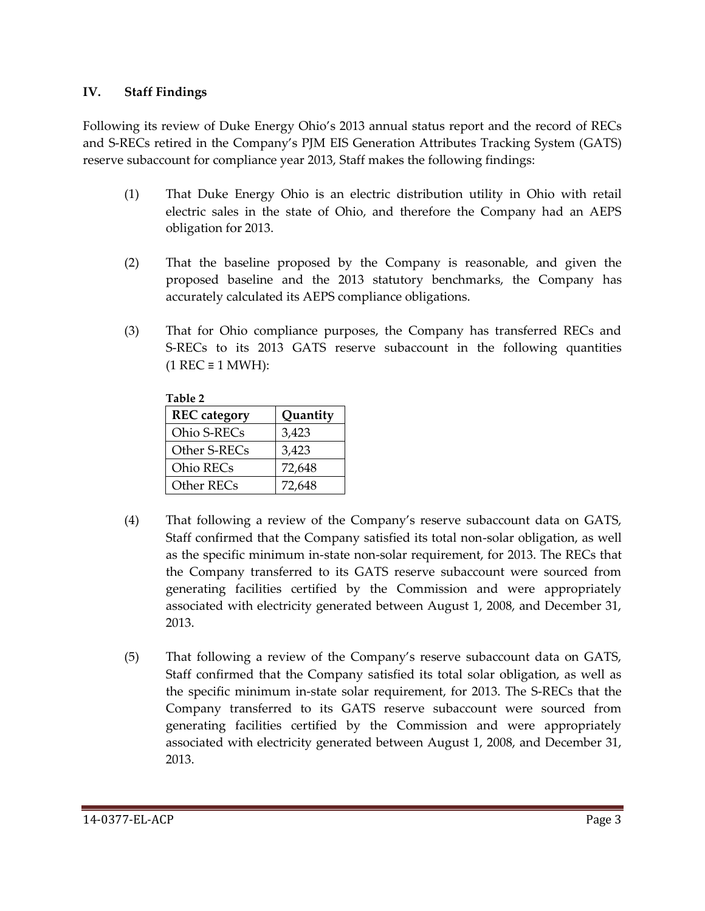## IV. Staff Findings

Following its review of Duke Energy Ohio's 2013 annual status report and the record of RECs and S-RECs retired in the Company's PJM EIS Generation Attributes Tracking System (GATS) reserve subaccount for compliance year 2013, Staff makes the following findings:

(1) That Duke Energy Ohio is an electric distribution utility in Ohio with retail electric sales in the state of Ohio, and therefore the Company had an AEPS obligation for 2013.

(2) That the baseline proposed by the Company is reasonable, and given the proposed baseline and the 2013 statutory benchmarks, the Company has accurately calculated its AEPS compliance obligations.

(3) That for Ohio compliance purposes, the Company has transferred RECs and S-RECs to its 2013 GATS reserve subaccount in the following quantities (1 REC ≡ 1 MWH):

**Table 2**

| REC category | Quantity |
|---|---|
| Ohio S-RECs | 3,423 |
| Other S-RECs | 3,423 |
| Ohio RECs | 72,648 |
| Other RECs | 72,648 |

(4) That following a review of the Company's reserve subaccount data on GATS, Staff confirmed that the Company satisfied its total non-solar obligation, as well as the specific minimum in-state non-solar requirement, for 2013. The RECs that the Company transferred to its GATS reserve subaccount were sourced from generating facilities certified by the Commission and were appropriately associated with electricity generated between August 1, 2008, and December 31, 2013.

(5) That following a review of the Company's reserve subaccount data on GATS, Staff confirmed that the Company satisfied its total solar obligation, as well as the specific minimum in-state solar requirement, for 2013. The S-RECs that the Company transferred to its GATS reserve subaccount were sourced from generating facilities certified by the Commission and were appropriately associated with electricity generated between August 1, 2008, and December 31, 2013.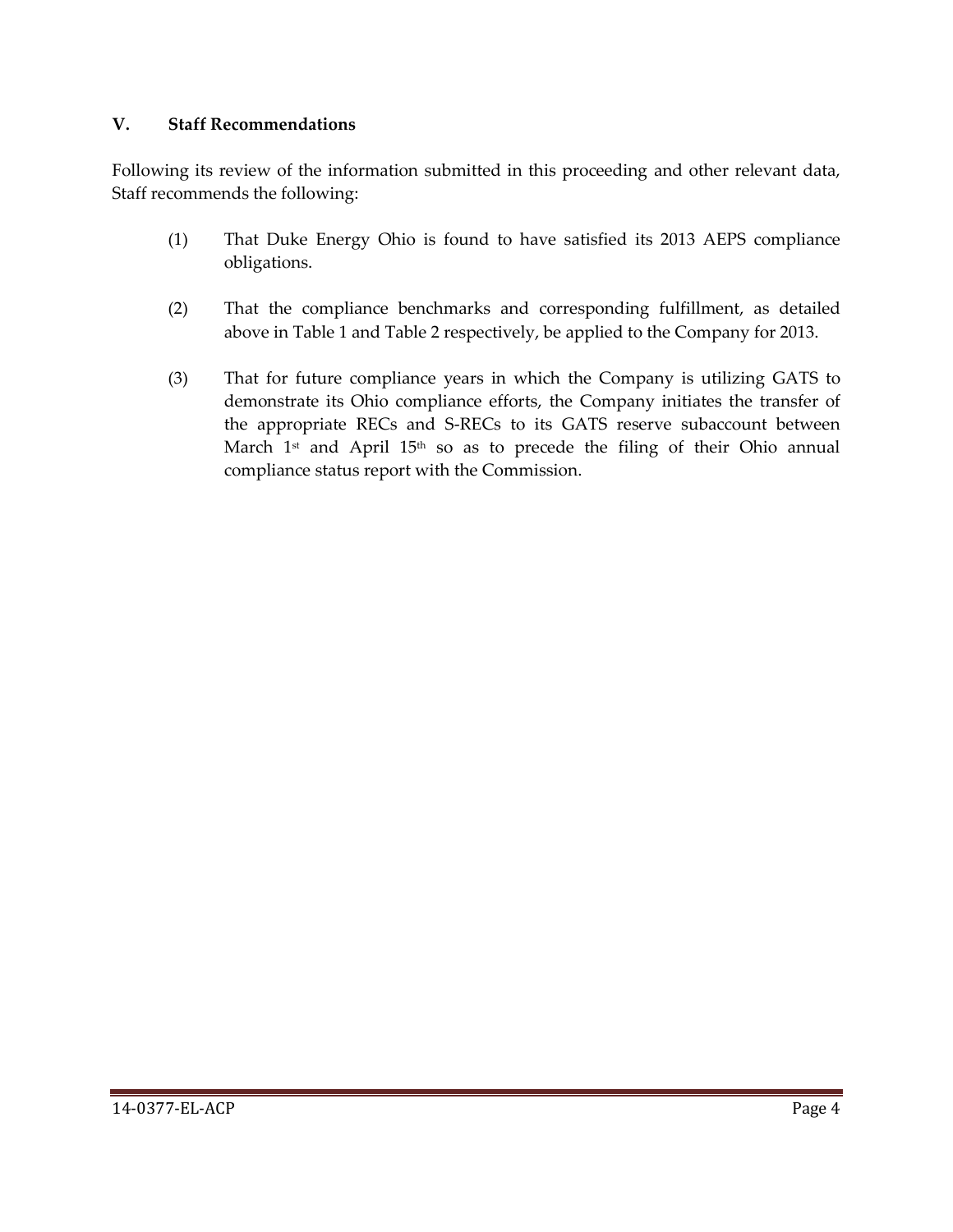## V. Staff Recommendations

Following its review of the information submitted in this proceeding and other relevant data, Staff recommends the following:

(1) That Duke Energy Ohio is found to have satisfied its 2013 AEPS compliance obligations.

(2) That the compliance benchmarks and corresponding fulfillment, as detailed above in Table 1 and Table 2 respectively, be applied to the Company for 2013.

(3) That for future compliance years in which the Company is utilizing GATS to demonstrate its Ohio compliance efforts, the Company initiates the transfer of the appropriate RECs and S-RECs to its GATS reserve subaccount between March 1st and April 15th so as to precede the filing of their Ohio annual compliance status report with the Commission.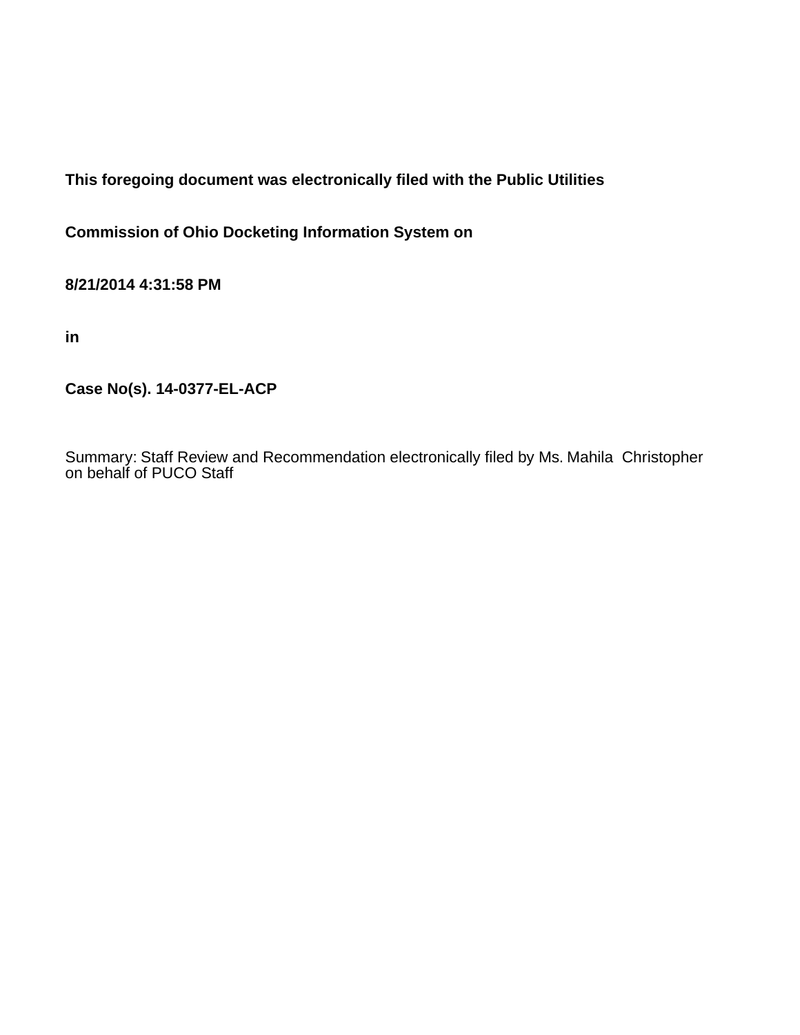**This foregoing document was electronically filed with the Public Utilities**

**Commission of Ohio Docketing Information System on**

**8/21/2014 4:31:58 PM**

**in**

**Case No(s). 14-0377-EL-ACP**

Summary: Staff Review and Recommendation electronically filed by Ms. Mahila Christopher on behalf of PUCO Staff